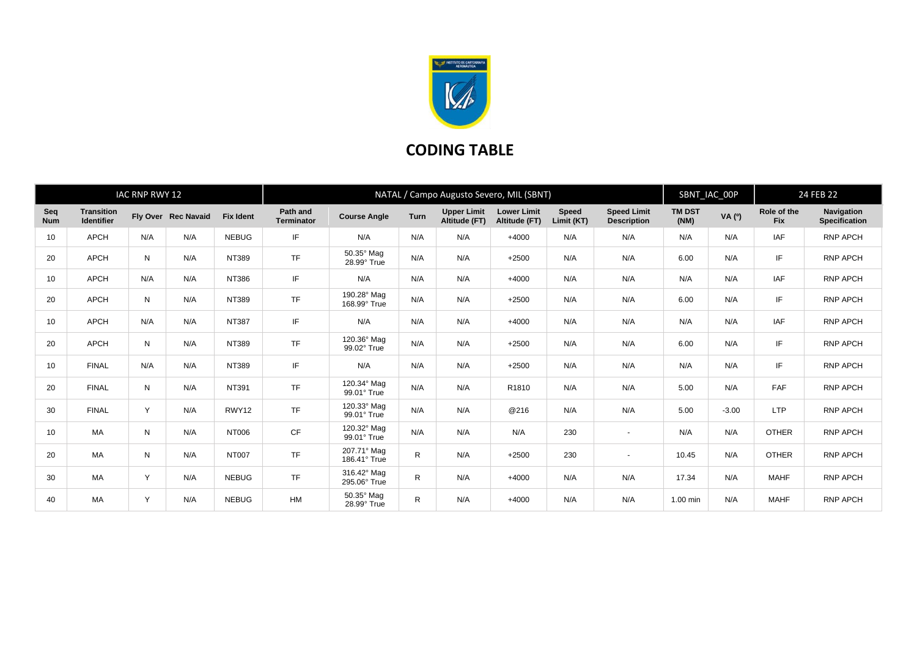# CODING TABLE

| IAC RNP RWY 12 | | | | | NATAL / Campo Augusto Severo, MIL (SBNT) | | | | | | | SBNT_IAC_00P | | 24 FEB 22 | |
|---|---|---|---|---|---|---|---|---|---|---|---|---|---|---|---|
| Seq Num | Transition Identifier | Fly Over | Rec Navaid | Fix Ident | Path and Terminator | Course Angle | Turn | Upper Limit Altitude (FT) | Lower Limit Altitude (FT) | Speed Limit (KT) | Speed Limit Description | TM DST (NM) | VA (º) | Role of the Fix | Navigation Specification |
| 10 | APCH | N/A | N/A | NEBUG | IF | N/A | N/A | N/A | +4000 | N/A | N/A | N/A | N/A | IAF | RNP APCH |
| 20 | APCH | N | N/A | NT389 | TF | 50.35° Mag 28.99° True | N/A | N/A | +2500 | N/A | N/A | 6.00 | N/A | IF | RNP APCH |
| 10 | APCH | N/A | N/A | NT386 | IF | N/A | N/A | N/A | +4000 | N/A | N/A | N/A | N/A | IAF | RNP APCH |
| 20 | APCH | N | N/A | NT389 | TF | 190.28° Mag 168.99° True | N/A | N/A | +2500 | N/A | N/A | 6.00 | N/A | IF | RNP APCH |
| 10 | APCH | N/A | N/A | NT387 | IF | N/A | N/A | N/A | +4000 | N/A | N/A | N/A | N/A | IAF | RNP APCH |
| 20 | APCH | N | N/A | NT389 | TF | 120.36° Mag 99.02° True | N/A | N/A | +2500 | N/A | N/A | 6.00 | N/A | IF | RNP APCH |
| 10 | FINAL | N/A | N/A | NT389 | IF | N/A | N/A | N/A | +2500 | N/A | N/A | N/A | N/A | IF | RNP APCH |
| 20 | FINAL | N | N/A | NT391 | TF | 120.34° Mag 99.01° True | N/A | N/A | R1810 | N/A | N/A | 5.00 | N/A | FAF | RNP APCH |
| 30 | FINAL | Y | N/A | RWY12 | TF | 120.33° Mag 99.01° True | N/A | N/A | @216 | N/A | N/A | 5.00 | -3.00 | LTP | RNP APCH |
| 10 | MA | N | N/A | NT006 | CF | 120.32° Mag 99.01° True | N/A | N/A | N/A | 230 | - | N/A | N/A | OTHER | RNP APCH |
| 20 | MA | N | N/A | NT007 | TF | 207.71° Mag 186.41° True | R | N/A | +2500 | 230 | - | 10.45 | N/A | OTHER | RNP APCH |
| 30 | MA | Y | N/A | NEBUG | TF | 316.42° Mag 295.06° True | R | N/A | +4000 | N/A | N/A | 17.34 | N/A | MAHF | RNP APCH |
| 40 | MA | Y | N/A | NEBUG | HM | 50.35° Mag 28.99° True | R | N/A | +4000 | N/A | N/A | 1.00 min | N/A | MAHF | RNP APCH |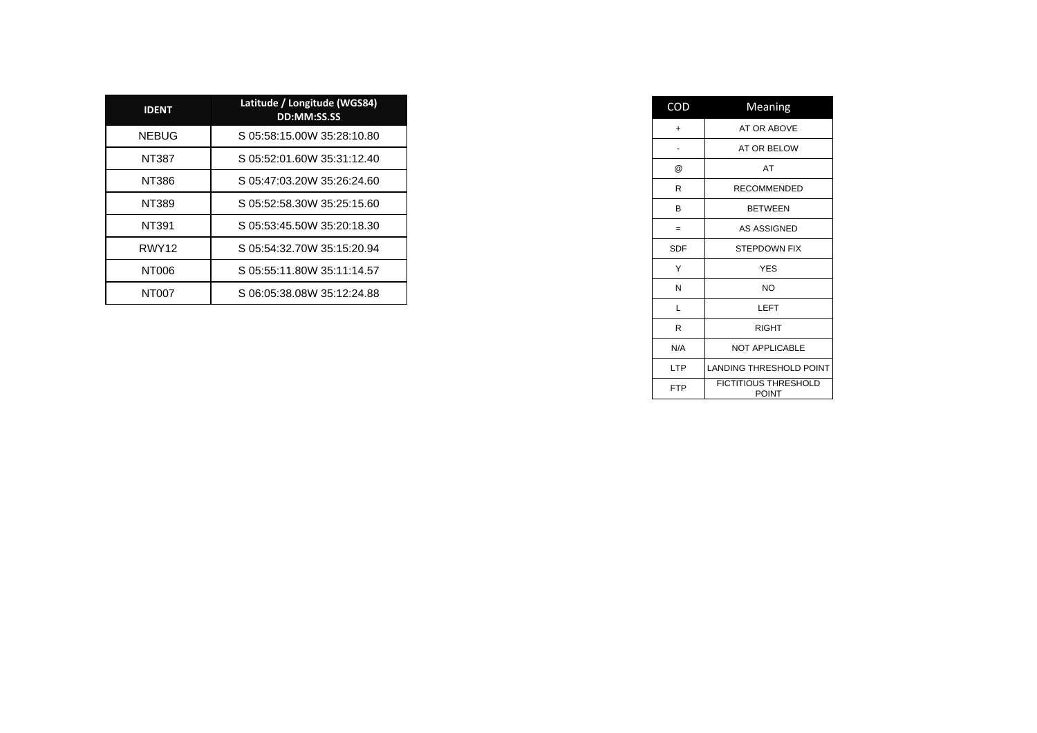| IDENT | Latitude / Longitude (WGS84) DD:MM:SS.SS |
|---|---|
| NEBUG | S 05:58:15.00W 35:28:10.80 |
| NT387 | S 05:52:01.60W 35:31:12.40 |
| NT386 | S 05:47:03.20W 35:26:24.60 |
| NT389 | S 05:52:58.30W 35:25:15.60 |
| NT391 | S 05:53:45.50W 35:20:18.30 |
| RWY12 | S 05:54:32.70W 35:15:20.94 |
| NT006 | S 05:55:11.80W 35:11:14.57 |
| NT007 | S 06:05:38.08W 35:12:24.88 |

| COD | Meaning |
|---|---|
| + | AT OR ABOVE |
| - | AT OR BELOW |
| @ | AT |
| R | RECOMMENDED |
| B | BETWEEN |
| = | AS ASSIGNED |
| SDF | STEPDOWN FIX |
| Y | YES |
| N | NO |
| L | LEFT |
| R | RIGHT |
| N/A | NOT APPLICABLE |
| LTP | LANDING THRESHOLD POINT |
| FTP | FICTITIOUS THRESHOLD POINT |